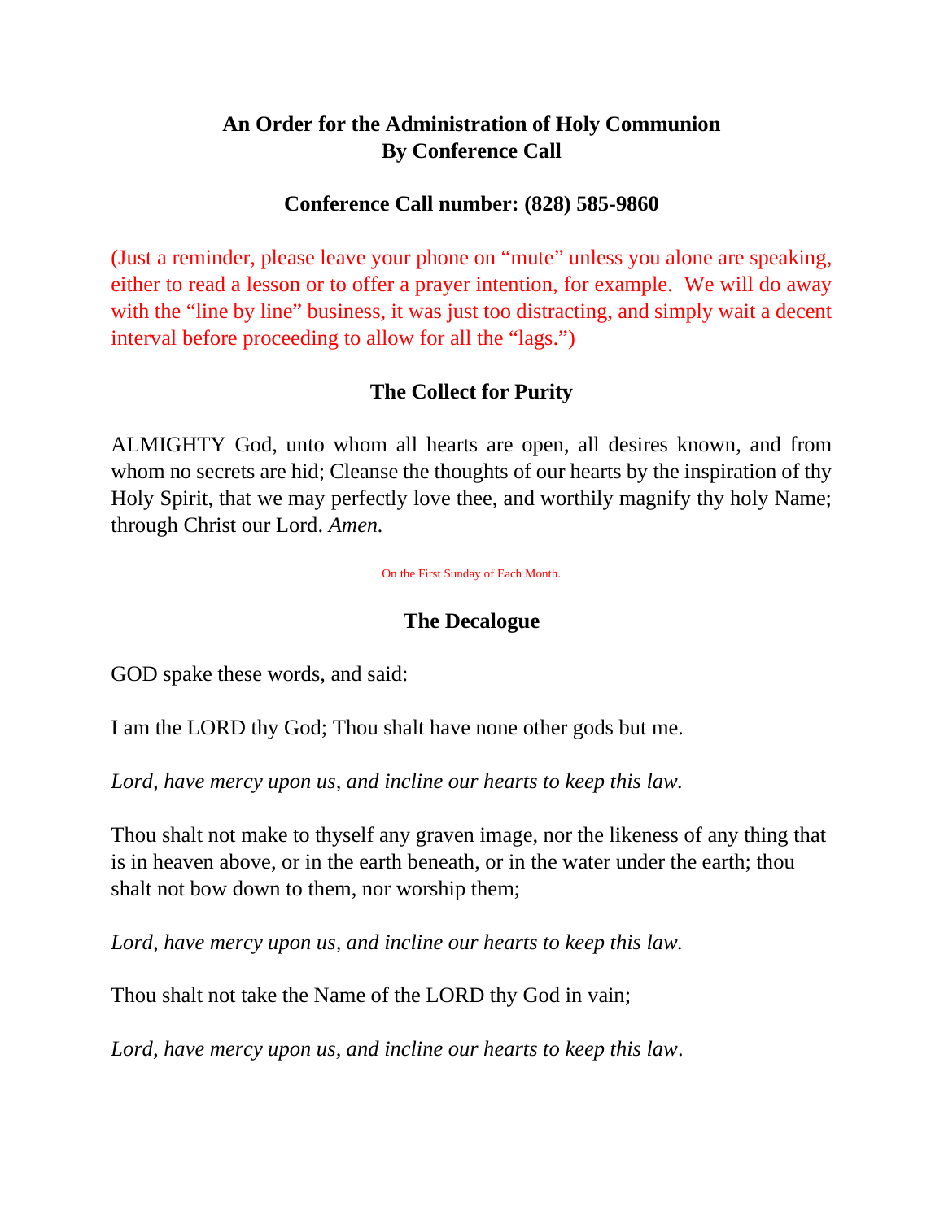# An Order for the Administration of Holy Communion
# By Conference Call

## Conference Call number: (828) 585-9860

(Just a reminder, please leave your phone on "mute" unless you alone are speaking, either to read a lesson or to offer a prayer intention, for example. We will do away with the "line by line" business, it was just too distracting, and simply wait a decent interval before proceeding to allow for all the "lags.")

## The Collect for Purity

ALMIGHTY God, unto whom all hearts are open, all desires known, and from whom no secrets are hid; Cleanse the thoughts of our hearts by the inspiration of thy Holy Spirit, that we may perfectly love thee, and worthily magnify thy holy Name; through Christ our Lord. *Amen.*

On the First Sunday of Each Month.

## The Decalogue

GOD spake these words, and said:

I am the LORD thy God; Thou shalt have none other gods but me.

*Lord, have mercy upon us, and incline our hearts to keep this law.*

Thou shalt not make to thyself any graven image, nor the likeness of any thing that is in heaven above, or in the earth beneath, or in the water under the earth; thou shalt not bow down to them, nor worship them;

*Lord, have mercy upon us, and incline our hearts to keep this law.*

Thou shalt not take the Name of the LORD thy God in vain;

*Lord, have mercy upon us, and incline our hearts to keep this law*.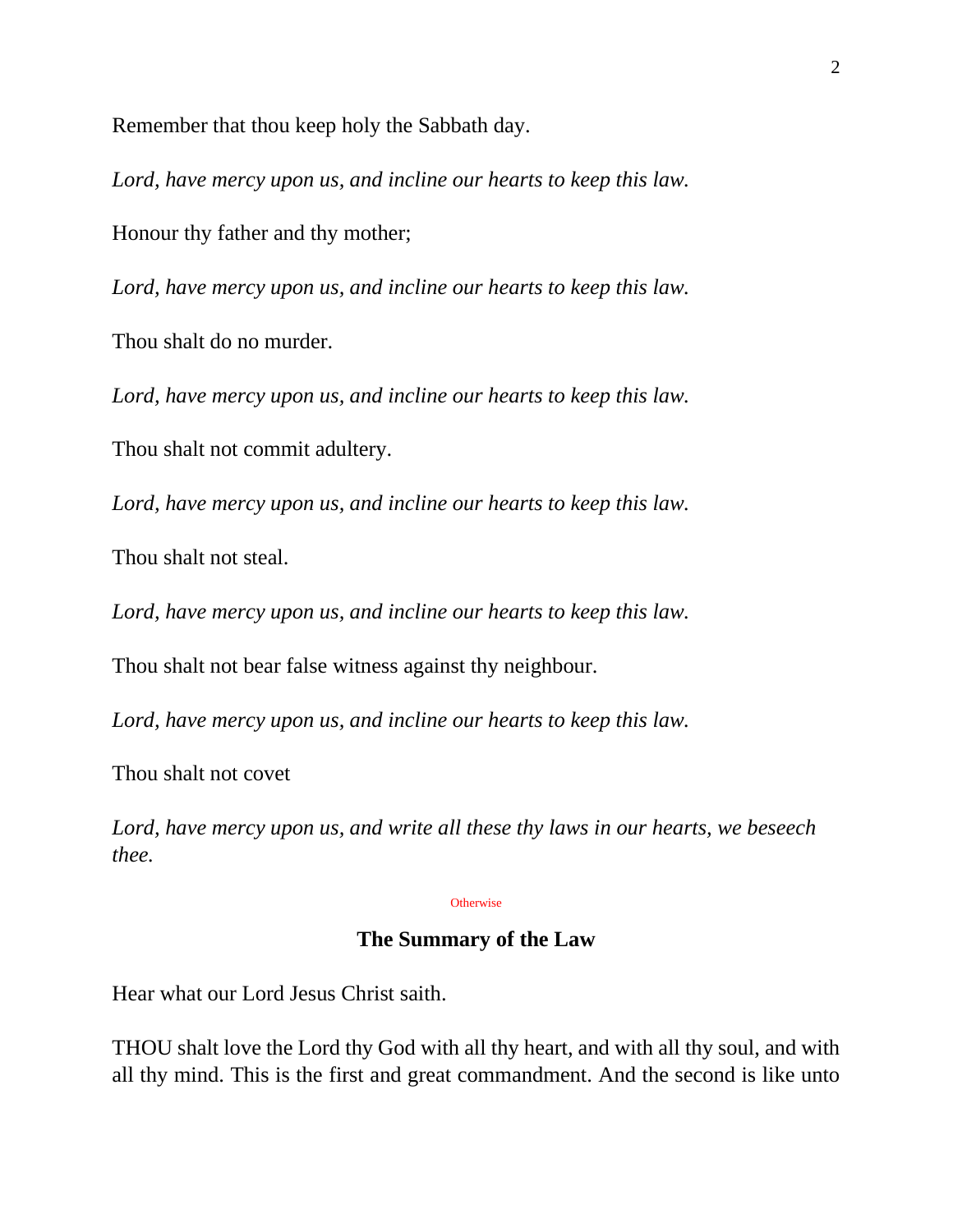Remember that thou keep holy the Sabbath day.

*Lord, have mercy upon us, and incline our hearts to keep this law.*

Honour thy father and thy mother;

*Lord, have mercy upon us, and incline our hearts to keep this law.*

Thou shalt do no murder.

*Lord, have mercy upon us, and incline our hearts to keep this law.*

Thou shalt not commit adultery.

*Lord, have mercy upon us, and incline our hearts to keep this law.*

Thou shalt not steal.

*Lord, have mercy upon us, and incline our hearts to keep this law.*

Thou shalt not bear false witness against thy neighbour.

*Lord, have mercy upon us, and incline our hearts to keep this law.*

Thou shalt not covet

*Lord, have mercy upon us, and write all these thy laws in our hearts, we beseech thee.*

Otherwise

## The Summary of the Law

Hear what our Lord Jesus Christ saith.

THOU shalt love the Lord thy God with all thy heart, and with all thy soul, and with all thy mind. This is the first and great commandment. And the second is like unto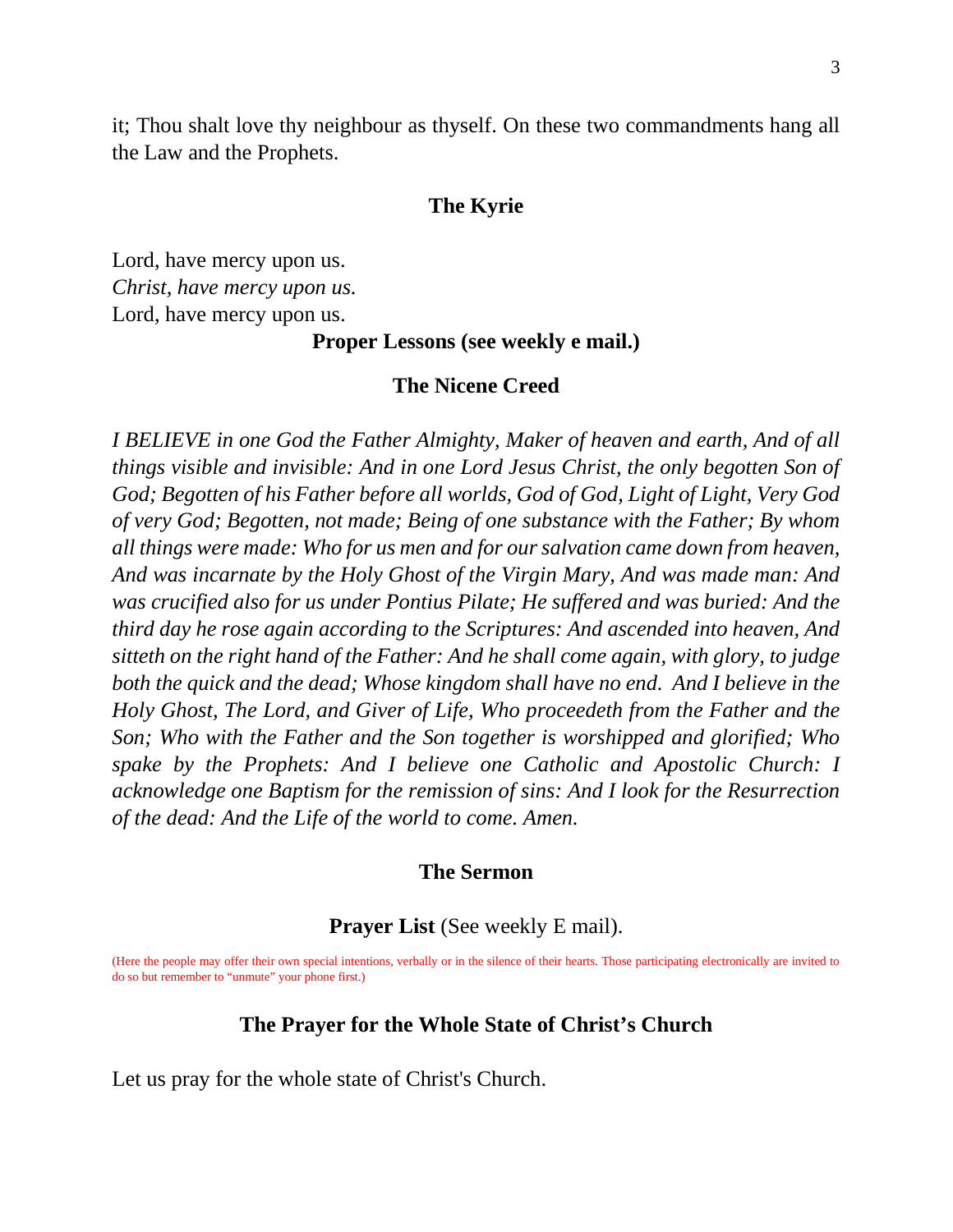it; Thou shalt love thy neighbour as thyself. On these two commandments hang all the Law and the Prophets.

## The Kyrie

Lord, have mercy upon us.
*Christ, have mercy upon us.*
Lord, have mercy upon us.

## Proper Lessons (see weekly e mail.)

## The Nicene Creed

*I BELIEVE in one God the Father Almighty, Maker of heaven and earth, And of all things visible and invisible: And in one Lord Jesus Christ, the only begotten Son of God; Begotten of his Father before all worlds, God of God, Light of Light, Very God of very God; Begotten, not made; Being of one substance with the Father; By whom all things were made: Who for us men and for our salvation came down from heaven, And was incarnate by the Holy Ghost of the Virgin Mary, And was made man: And was crucified also for us under Pontius Pilate; He suffered and was buried: And the third day he rose again according to the Scriptures: And ascended into heaven, And sitteth on the right hand of the Father: And he shall come again, with glory, to judge both the quick and the dead; Whose kingdom shall have no end. And I believe in the Holy Ghost, The Lord, and Giver of Life, Who proceedeth from the Father and the Son; Who with the Father and the Son together is worshipped and glorified; Who spake by the Prophets: And I believe one Catholic and Apostolic Church: I acknowledge one Baptism for the remission of sins: And I look for the Resurrection of the dead: And the Life of the world to come. Amen.*

## The Sermon

**Prayer List** (See weekly E mail).

(Here the people may offer their own special intentions, verbally or in the silence of their hearts. Those participating electronically are invited to do so but remember to "unmute" your phone first.)

## The Prayer for the Whole State of Christ's Church

Let us pray for the whole state of Christ's Church.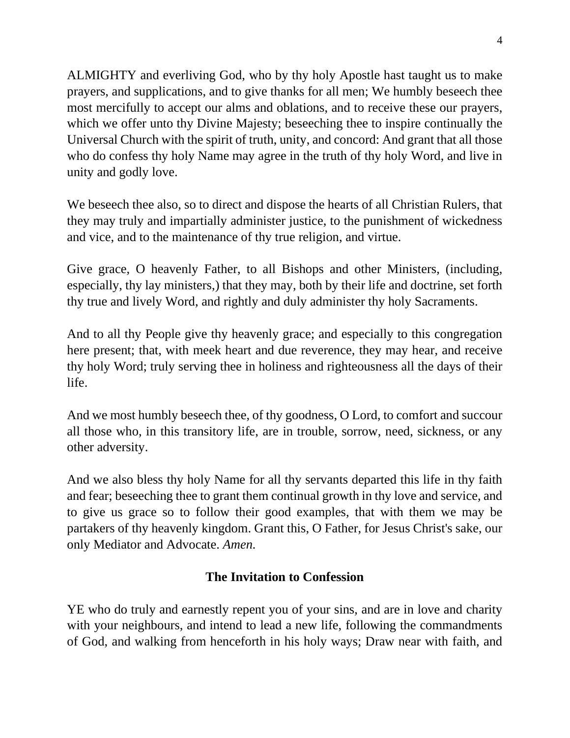ALMIGHTY and everliving God, who by thy holy Apostle hast taught us to make prayers, and supplications, and to give thanks for all men; We humbly beseech thee most mercifully to accept our alms and oblations, and to receive these our prayers, which we offer unto thy Divine Majesty; beseeching thee to inspire continually the Universal Church with the spirit of truth, unity, and concord: And grant that all those who do confess thy holy Name may agree in the truth of thy holy Word, and live in unity and godly love.

We beseech thee also, so to direct and dispose the hearts of all Christian Rulers, that they may truly and impartially administer justice, to the punishment of wickedness and vice, and to the maintenance of thy true religion, and virtue.

Give grace, O heavenly Father, to all Bishops and other Ministers, (including, especially, thy lay ministers,) that they may, both by their life and doctrine, set forth thy true and lively Word, and rightly and duly administer thy holy Sacraments.

And to all thy People give thy heavenly grace; and especially to this congregation here present; that, with meek heart and due reverence, they may hear, and receive thy holy Word; truly serving thee in holiness and righteousness all the days of their life.

And we most humbly beseech thee, of thy goodness, O Lord, to comfort and succour all those who, in this transitory life, are in trouble, sorrow, need, sickness, or any other adversity.

And we also bless thy holy Name for all thy servants departed this life in thy faith and fear; beseeching thee to grant them continual growth in thy love and service, and to give us grace so to follow their good examples, that with them we may be partakers of thy heavenly kingdom. Grant this, O Father, for Jesus Christ's sake, our only Mediator and Advocate. *Amen.*

## The Invitation to Confession

YE who do truly and earnestly repent you of your sins, and are in love and charity with your neighbours, and intend to lead a new life, following the commandments of God, and walking from henceforth in his holy ways; Draw near with faith, and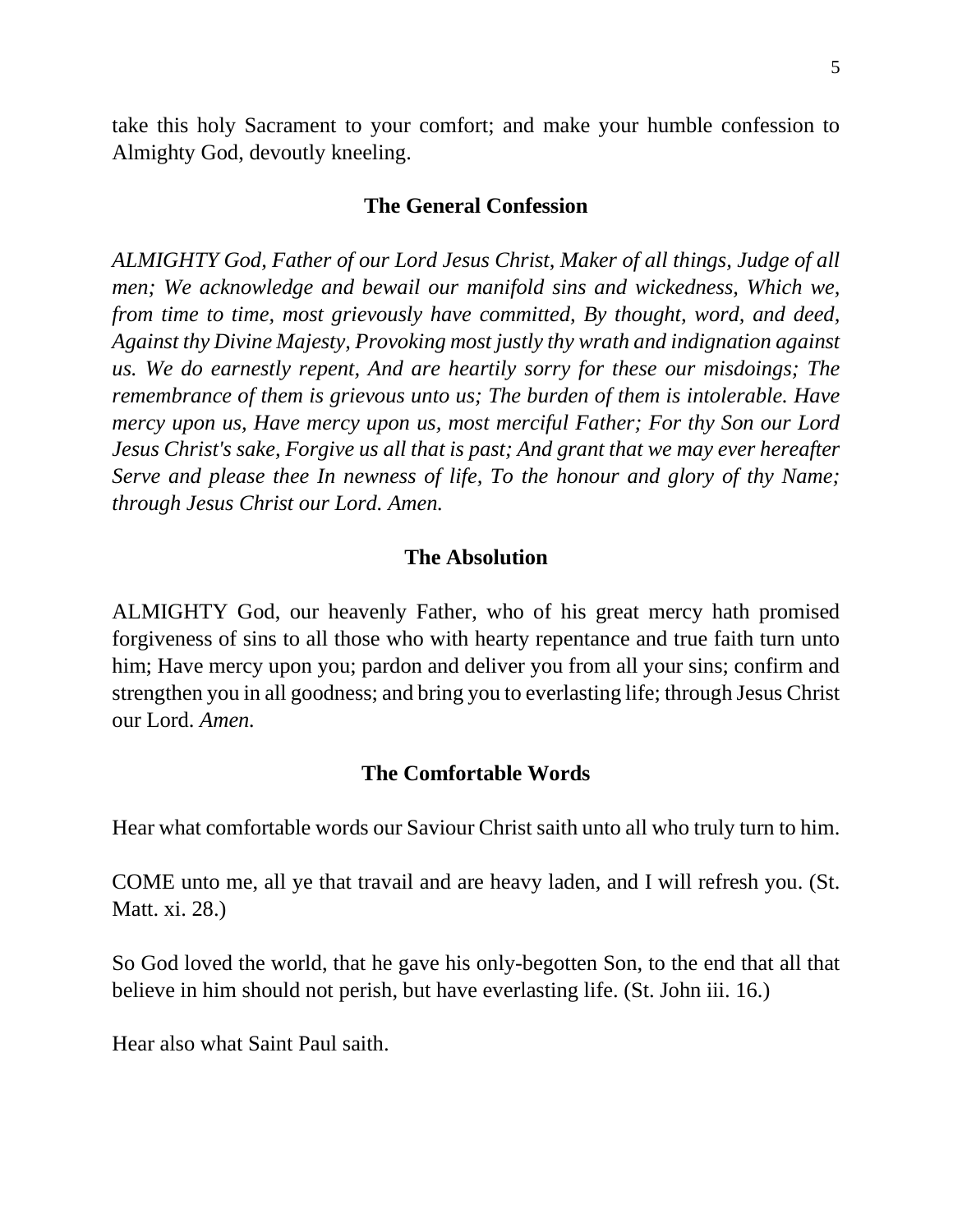take this holy Sacrament to your comfort; and make your humble confession to Almighty God, devoutly kneeling.

### The General Confession

*ALMIGHTY God, Father of our Lord Jesus Christ, Maker of all things, Judge of all men; We acknowledge and bewail our manifold sins and wickedness, Which we, from time to time, most grievously have committed, By thought, word, and deed, Against thy Divine Majesty, Provoking most justly thy wrath and indignation against us. We do earnestly repent, And are heartily sorry for these our misdoings; The remembrance of them is grievous unto us; The burden of them is intolerable. Have mercy upon us, Have mercy upon us, most merciful Father; For thy Son our Lord Jesus Christ's sake, Forgive us all that is past; And grant that we may ever hereafter Serve and please thee In newness of life, To the honour and glory of thy Name; through Jesus Christ our Lord. Amen.*

### The Absolution

ALMIGHTY God, our heavenly Father, who of his great mercy hath promised forgiveness of sins to all those who with hearty repentance and true faith turn unto him; Have mercy upon you; pardon and deliver you from all your sins; confirm and strengthen you in all goodness; and bring you to everlasting life; through Jesus Christ our Lord. *Amen.*

### The Comfortable Words

Hear what comfortable words our Saviour Christ saith unto all who truly turn to him.

COME unto me, all ye that travail and are heavy laden, and I will refresh you. (St. Matt. xi. 28.)

So God loved the world, that he gave his only-begotten Son, to the end that all that believe in him should not perish, but have everlasting life. (St. John iii. 16.)

Hear also what Saint Paul saith.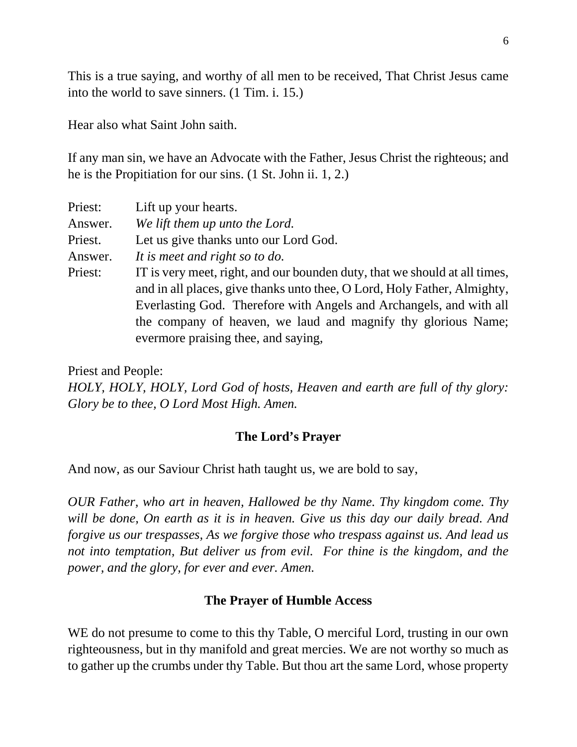This is a true saying, and worthy of all men to be received, That Christ Jesus came into the world to save sinners. (1 Tim. i. 15.)

Hear also what Saint John saith.

If any man sin, we have an Advocate with the Father, Jesus Christ the righteous; and he is the Propitiation for our sins. (1 St. John ii. 1, 2.)

Priest: Lift up your hearts.
Answer. *We lift them up unto the Lord.*
Priest. Let us give thanks unto our Lord God.
Answer. *It is meet and right so to do.*
Priest: IT is very meet, right, and our bounden duty, that we should at all times, and in all places, give thanks unto thee, O Lord, Holy Father, Almighty, Everlasting God. Therefore with Angels and Archangels, and with all the company of heaven, we laud and magnify thy glorious Name; evermore praising thee, and saying,

Priest and People:
*HOLY, HOLY, HOLY, Lord God of hosts, Heaven and earth are full of thy glory: Glory be to thee, O Lord Most High. Amen.*

## The Lord's Prayer

And now, as our Saviour Christ hath taught us, we are bold to say,

*OUR Father, who art in heaven, Hallowed be thy Name. Thy kingdom come. Thy will be done, On earth as it is in heaven. Give us this day our daily bread. And forgive us our trespasses, As we forgive those who trespass against us. And lead us not into temptation, But deliver us from evil. For thine is the kingdom, and the power, and the glory, for ever and ever. Amen.*

## The Prayer of Humble Access

WE do not presume to come to this thy Table, O merciful Lord, trusting in our own righteousness, but in thy manifold and great mercies. We are not worthy so much as to gather up the crumbs under thy Table. But thou art the same Lord, whose property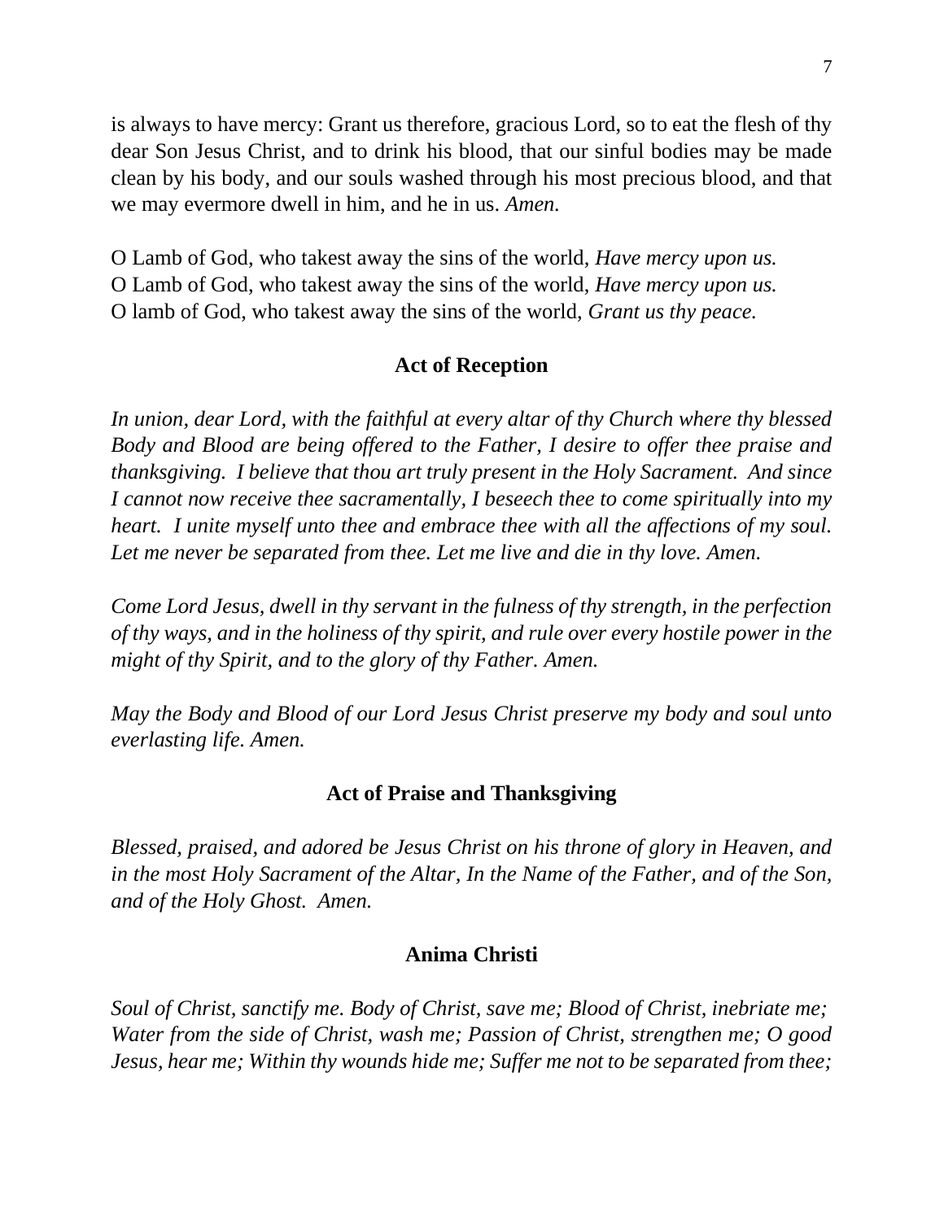is always to have mercy: Grant us therefore, gracious Lord, so to eat the flesh of thy dear Son Jesus Christ, and to drink his blood, that our sinful bodies may be made clean by his body, and our souls washed through his most precious blood, and that we may evermore dwell in him, and he in us. *Amen.*

O Lamb of God, who takest away the sins of the world, *Have mercy upon us.*
O Lamb of God, who takest away the sins of the world, *Have mercy upon us.*
O lamb of God, who takest away the sins of the world, *Grant us thy peace.*

### Act of Reception

*In union, dear Lord, with the faithful at every altar of thy Church where thy blessed Body and Blood are being offered to the Father, I desire to offer thee praise and thanksgiving. I believe that thou art truly present in the Holy Sacrament. And since I cannot now receive thee sacramentally, I beseech thee to come spiritually into my heart. I unite myself unto thee and embrace thee with all the affections of my soul. Let me never be separated from thee. Let me live and die in thy love. Amen.*

*Come Lord Jesus, dwell in thy servant in the fulness of thy strength, in the perfection of thy ways, and in the holiness of thy spirit, and rule over every hostile power in the might of thy Spirit, and to the glory of thy Father. Amen.*

*May the Body and Blood of our Lord Jesus Christ preserve my body and soul unto everlasting life. Amen.*

### Act of Praise and Thanksgiving

*Blessed, praised, and adored be Jesus Christ on his throne of glory in Heaven, and in the most Holy Sacrament of the Altar, In the Name of the Father, and of the Son, and of the Holy Ghost. Amen.*

### Anima Christi

*Soul of Christ, sanctify me. Body of Christ, save me; Blood of Christ, inebriate me; Water from the side of Christ, wash me; Passion of Christ, strengthen me; O good Jesus, hear me; Within thy wounds hide me; Suffer me not to be separated from thee;*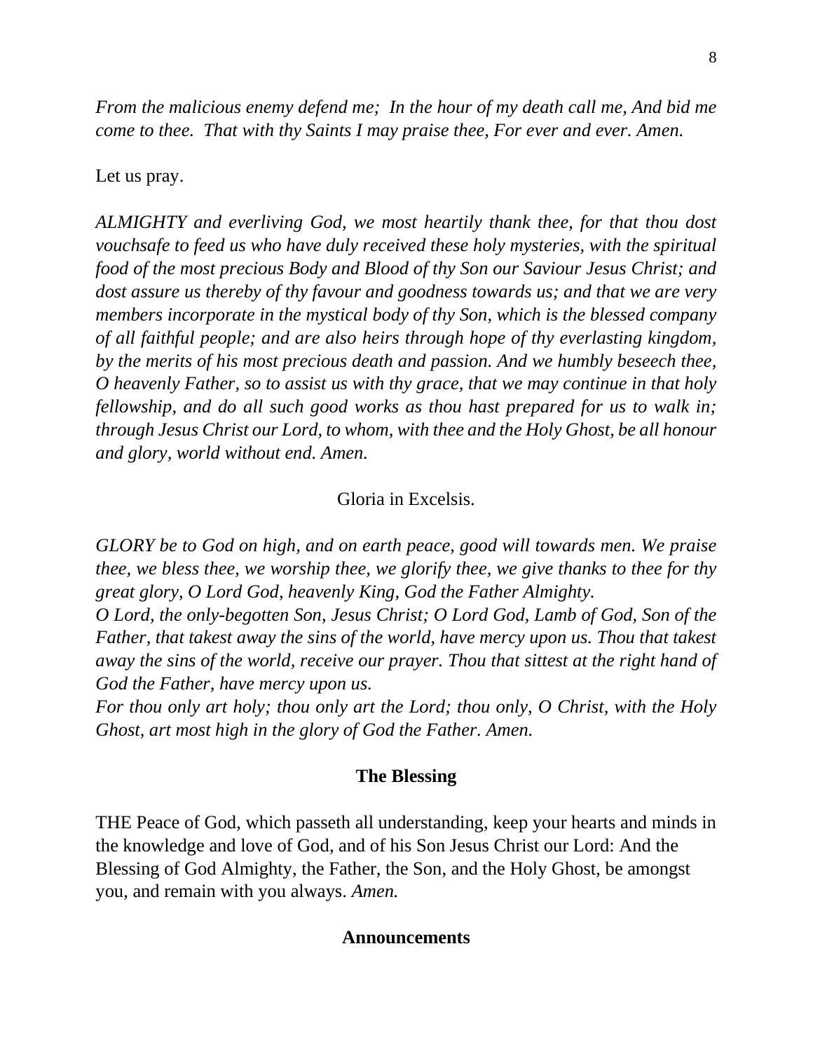*From the malicious enemy defend me; In the hour of my death call me, And bid me come to thee. That with thy Saints I may praise thee, For ever and ever. Amen.*

Let us pray.

*ALMIGHTY and everliving God, we most heartily thank thee, for that thou dost vouchsafe to feed us who have duly received these holy mysteries, with the spiritual food of the most precious Body and Blood of thy Son our Saviour Jesus Christ; and dost assure us thereby of thy favour and goodness towards us; and that we are very members incorporate in the mystical body of thy Son, which is the blessed company of all faithful people; and are also heirs through hope of thy everlasting kingdom, by the merits of his most precious death and passion. And we humbly beseech thee, O heavenly Father, so to assist us with thy grace, that we may continue in that holy fellowship, and do all such good works as thou hast prepared for us to walk in; through Jesus Christ our Lord, to whom, with thee and the Holy Ghost, be all honour and glory, world without end. Amen.*

Gloria in Excelsis.

*GLORY be to God on high, and on earth peace, good will towards men. We praise thee, we bless thee, we worship thee, we glorify thee, we give thanks to thee for thy great glory, O Lord God, heavenly King, God the Father Almighty.*
*O Lord, the only-begotten Son, Jesus Christ; O Lord God, Lamb of God, Son of the Father, that takest away the sins of the world, have mercy upon us. Thou that takest away the sins of the world, receive our prayer. Thou that sittest at the right hand of God the Father, have mercy upon us.*
*For thou only art holy; thou only art the Lord; thou only, O Christ, with the Holy Ghost, art most high in the glory of God the Father. Amen.*

## The Blessing

THE Peace of God, which passeth all understanding, keep your hearts and minds in the knowledge and love of God, and of his Son Jesus Christ our Lord: And the Blessing of God Almighty, the Father, the Son, and the Holy Ghost, be amongst you, and remain with you always. *Amen.*

## Announcements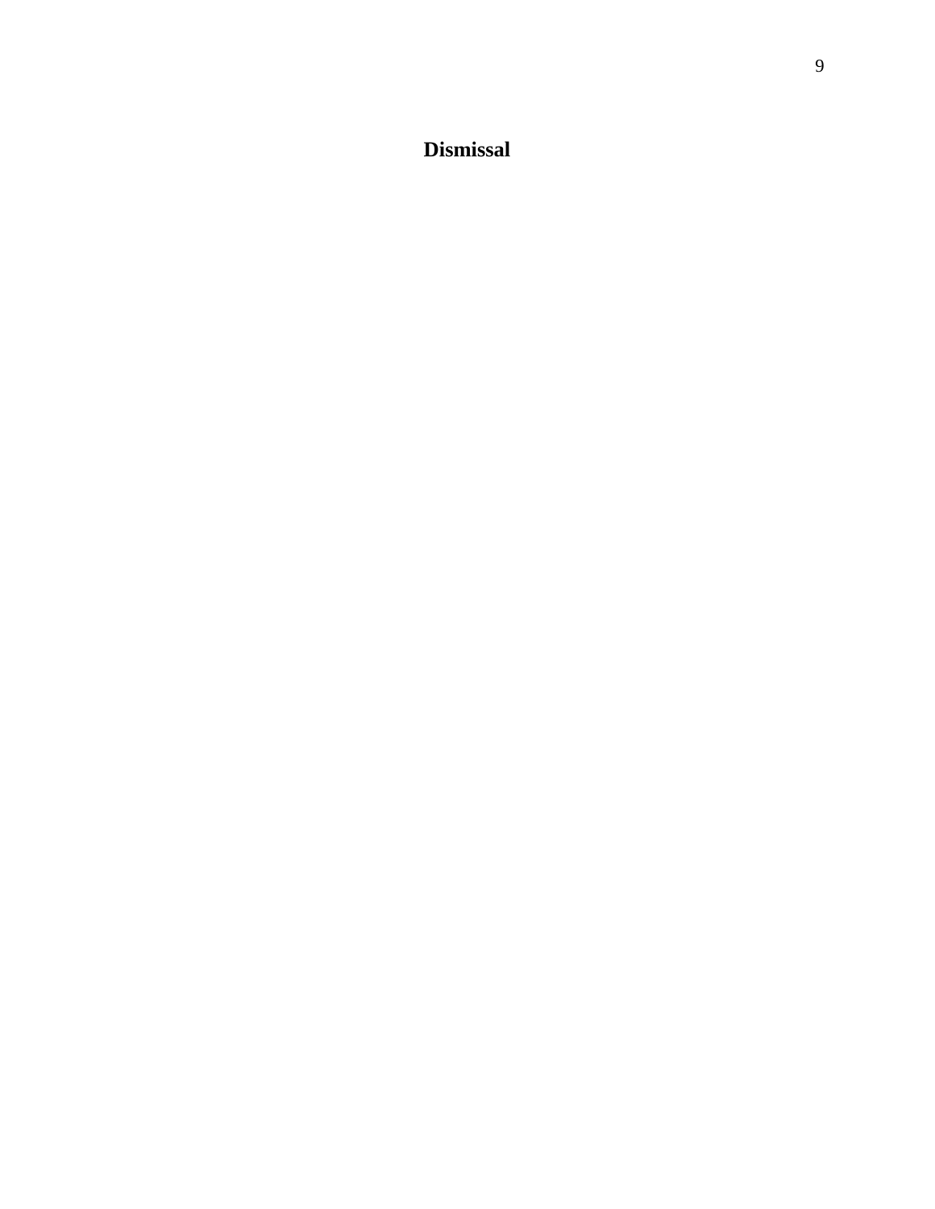# Dismissal